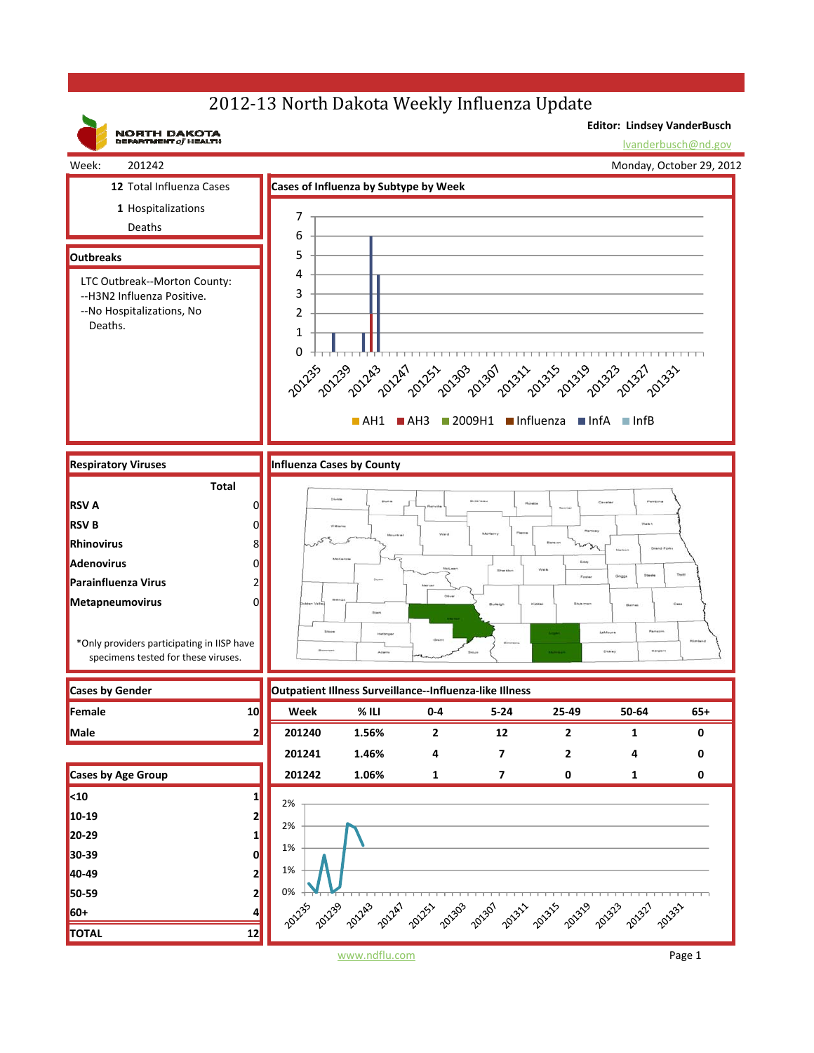# 2012-13 North Dakota Weekly Influenza Update

NORTH DAKOTA DEPARTMENT of HEALTH

**Editor: Lindsey VanderBusch**
lvanderbusch@nd.gov

Week: 201242 | Monday, October 29, 2012

12 Total Influenza Cases
1 Hospitalizations
Deaths

## Outbreaks

LTC Outbreak--Morton County:
--H3N2 Influenza Positive.
--No Hospitalizations, No Deaths.

## Cases of Influenza by Subtype by Week

AH1 | AH3 | 2009H1 | Influenza | InfA | InfB

## Respiratory Viruses

| | Total |
|---|---|
| RSV A | 0 |
| RSV B | 0 |
| Rhinovirus | 8 |
| Adenovirus | 0 |
| Parainfluenza Virus | 2 |
| Metapneumovirus | 0 |

*Only providers participating in IISP have specimens tested for these viruses.

## Influenza Cases by County

## Cases by Gender

| | |
|---|---|
| Female | 10 |
| Male | 2 |

## Cases by Age Group

| | |
|---|---|
| <10 | 1 |
| 10-19 | 2 |
| 20-29 | 1 |
| 30-39 | 0 |
| 40-49 | 2 |
| 50-59 | 2 |
| 60+ | 4 |
| **TOTAL** | **12** |

## Outpatient Illness Surveillance--Influenza-like Illness

| Week | % ILI | 0-4 | 5-24 | 25-49 | 50-64 | 65+ |
|---|---|---|---|---|---|---|
| 201240 | 1.56% | 2 | 12 | 2 | 1 | 0 |
| 201241 | 1.46% | 4 | 7 | 2 | 4 | 0 |
| 201242 | 1.06% | 1 | 7 | 0 | 1 | 0 |

www.ndflu.com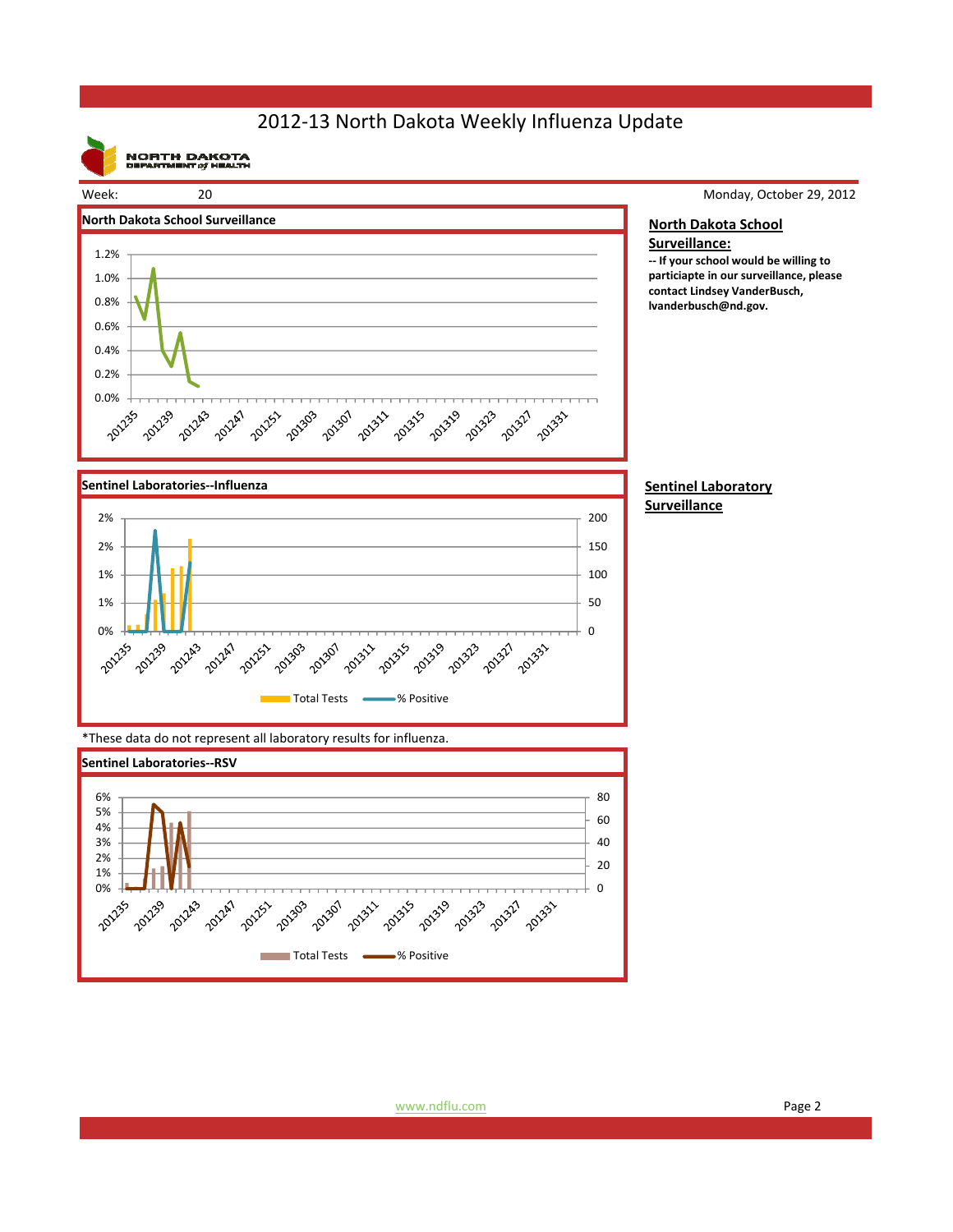# 2012-13 North Dakota Weekly Influenza Update

NORTH DAKOTA DEPARTMENT of HEALTH

Week: 20

Monday, October 29, 2012

## North Dakota School Surveillance

1.2%
1.0%
0.8%
0.6%
0.4%
0.2%
0.0%

201235 201239 201243 201247 201251 201303 201307 201311 201315 201319 201323 201327 201331

### North Dakota School Surveillance:

**-- If your school would be willing to particiapte in our surveillance, please contact Lindsey VanderBusch, lvanderbusch@nd.gov.**

## Sentinel Laboratories--Influenza

2%
2%
1%
1%
0%

200
150
100
50
0

201235 201239 201243 201247 201251 201303 201307 201311 201315 201319 201323 201327 201331

Total Tests
% Positive

*These data do not represent all laboratory results for influenza.

### Sentinel Laboratory Surveillance

## Sentinel Laboratories--RSV

6%
5%
4%
3%
2%
1%
0%

80
60
40
20
0

201235 201239 201243 201247 201251 201303 201307 201311 201315 201319 201323 201327 201331

Total Tests
% Positive

www.ndflu.com